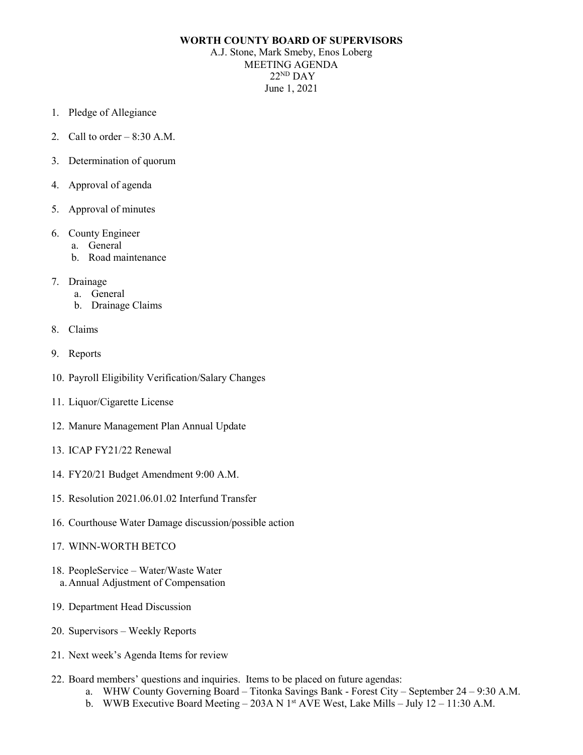# WORTH COUNTY BOARD OF SUPERVISORS

A.J. Stone, Mark Smeby, Enos Loberg
MEETING AGENDA
22ND DAY
June 1, 2021

1. Pledge of Allegiance
2. Call to order – 8:30 A.M.
3. Determination of quorum
4. Approval of agenda
5. Approval of minutes
6. County Engineer
   a. General
   b. Road maintenance
7. Drainage
   a. General
   b. Drainage Claims
8. Claims
9. Reports
10. Payroll Eligibility Verification/Salary Changes
11. Liquor/Cigarette License
12. Manure Management Plan Annual Update
13. ICAP FY21/22 Renewal
14. FY20/21 Budget Amendment 9:00 A.M.
15. Resolution 2021.06.01.02 Interfund Transfer
16. Courthouse Water Damage discussion/possible action
17. WINN-WORTH BETCO
18. PeopleService – Water/Waste Water
    a. Annual Adjustment of Compensation
19. Department Head Discussion
20. Supervisors – Weekly Reports
21. Next week's Agenda Items for review
22. Board members' questions and inquiries. Items to be placed on future agendas:
    a. WHW County Governing Board – Titonka Savings Bank - Forest City – September 24 – 9:30 A.M.
    b. WWB Executive Board Meeting – 203A N 1st AVE West, Lake Mills – July 12 – 11:30 A.M.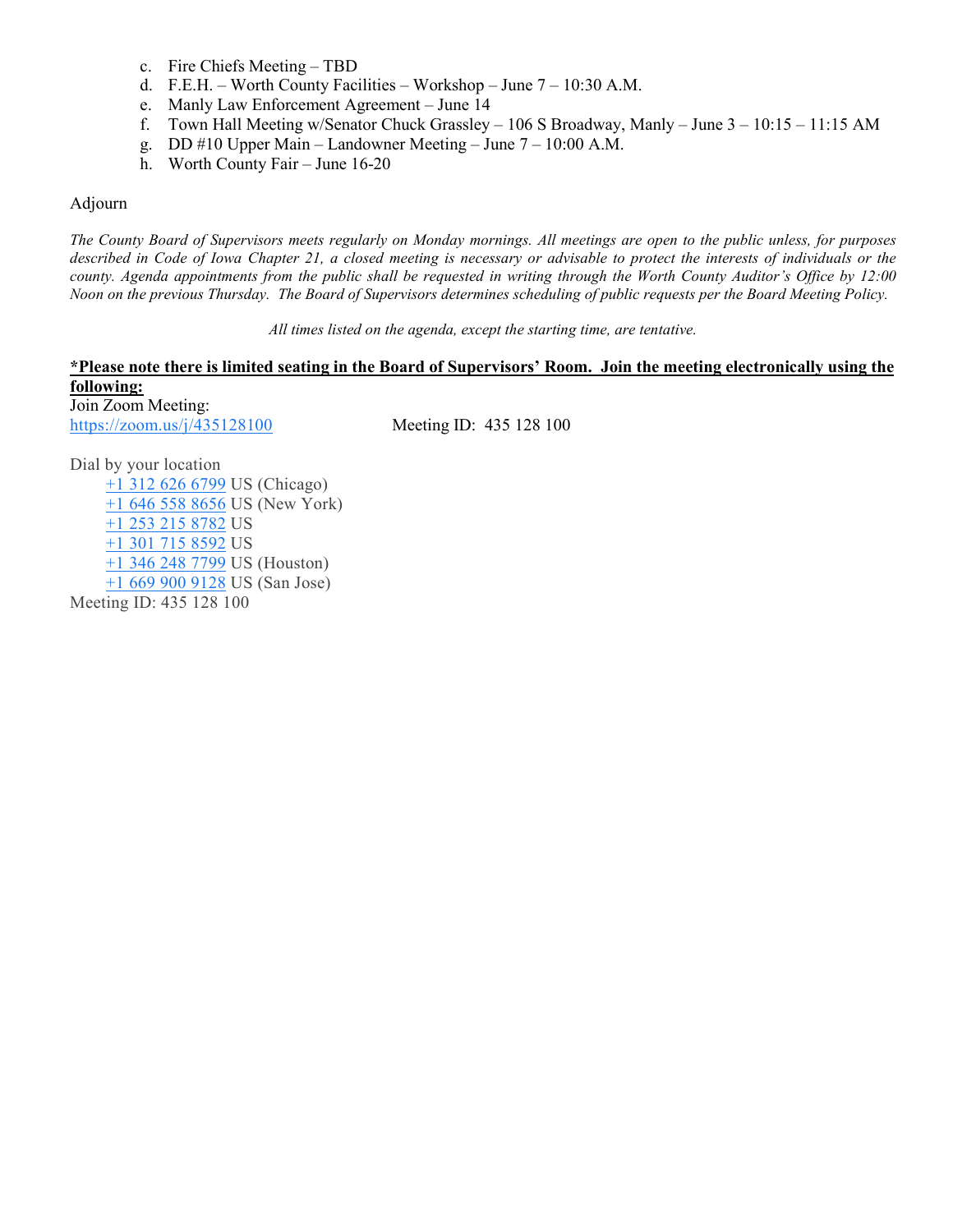c. Fire Chiefs Meeting – TBD
d. F.E.H. – Worth County Facilities – Workshop – June 7 – 10:30 A.M.
e. Manly Law Enforcement Agreement – June 14
f. Town Hall Meeting w/Senator Chuck Grassley – 106 S Broadway, Manly – June 3 – 10:15 – 11:15 AM
g. DD #10 Upper Main – Landowner Meeting – June 7 – 10:00 A.M.
h. Worth County Fair – June 16-20

Adjourn

*The County Board of Supervisors meets regularly on Monday mornings. All meetings are open to the public unless, for purposes described in Code of Iowa Chapter 21, a closed meeting is necessary or advisable to protect the interests of individuals or the county. Agenda appointments from the public shall be requested in writing through the Worth County Auditor's Office by 12:00 Noon on the previous Thursday. The Board of Supervisors determines scheduling of public requests per the Board Meeting Policy.*

*All times listed on the agenda, except the starting time, are tentative.*

**\*Please note there is limited seating in the Board of Supervisors' Room. Join the meeting electronically using the following:**

Join Zoom Meeting:
https://zoom.us/j/435128100 Meeting ID: 435 128 100

Dial by your location
+1 312 626 6799 US (Chicago)
+1 646 558 8656 US (New York)
+1 253 215 8782 US
+1 301 715 8592 US
+1 346 248 7799 US (Houston)
+1 669 900 9128 US (San Jose)
Meeting ID: 435 128 100